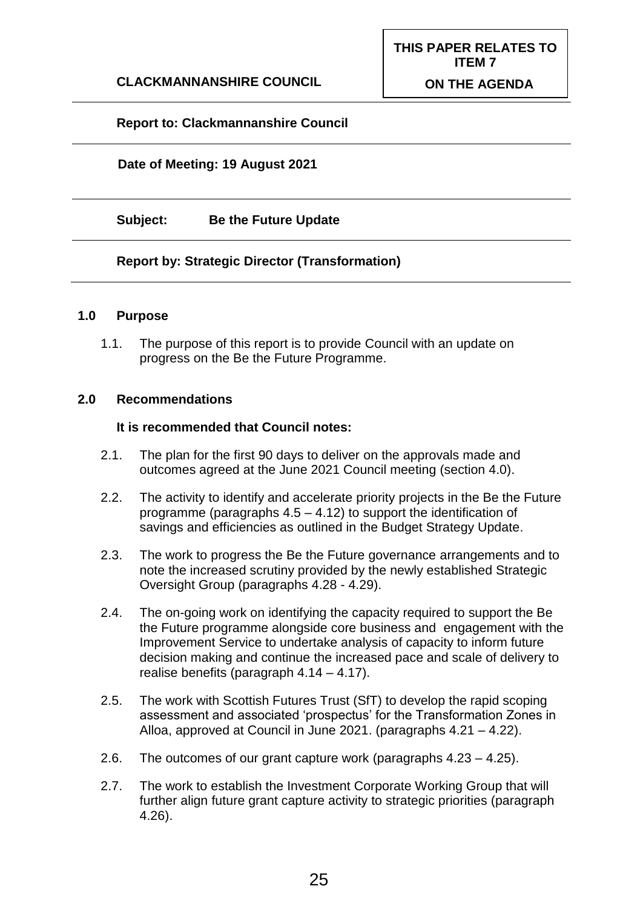**CLACKMANNANSHIRE COUNCIL**

**THIS PAPER RELATES TO ITEM 7**

**ON THE AGENDA**

**Report to: Clackmannanshire Council**

**Date of Meeting: 19 August 2021**

**Subject: Be the Future Update**

**Report by: Strategic Director (Transformation)**

## 1.0 Purpose

1.1. The purpose of this report is to provide Council with an update on progress on the Be the Future Programme.

## 2.0 Recommendations

**It is recommended that Council notes:**

2.1. The plan for the first 90 days to deliver on the approvals made and outcomes agreed at the June 2021 Council meeting (section 4.0).

2.2. The activity to identify and accelerate priority projects in the Be the Future programme (paragraphs 4.5 – 4.12) to support the identification of savings and efficiencies as outlined in the Budget Strategy Update.

2.3. The work to progress the Be the Future governance arrangements and to note the increased scrutiny provided by the newly established Strategic Oversight Group (paragraphs 4.28 - 4.29).

2.4. The on-going work on identifying the capacity required to support the Be the Future programme alongside core business and engagement with the Improvement Service to undertake analysis of capacity to inform future decision making and continue the increased pace and scale of delivery to realise benefits (paragraph 4.14 – 4.17).

2.5. The work with Scottish Futures Trust (SfT) to develop the rapid scoping assessment and associated 'prospectus' for the Transformation Zones in Alloa, approved at Council in June 2021. (paragraphs 4.21 – 4.22).

2.6. The outcomes of our grant capture work (paragraphs 4.23 – 4.25).

2.7. The work to establish the Investment Corporate Working Group that will further align future grant capture activity to strategic priorities (paragraph 4.26).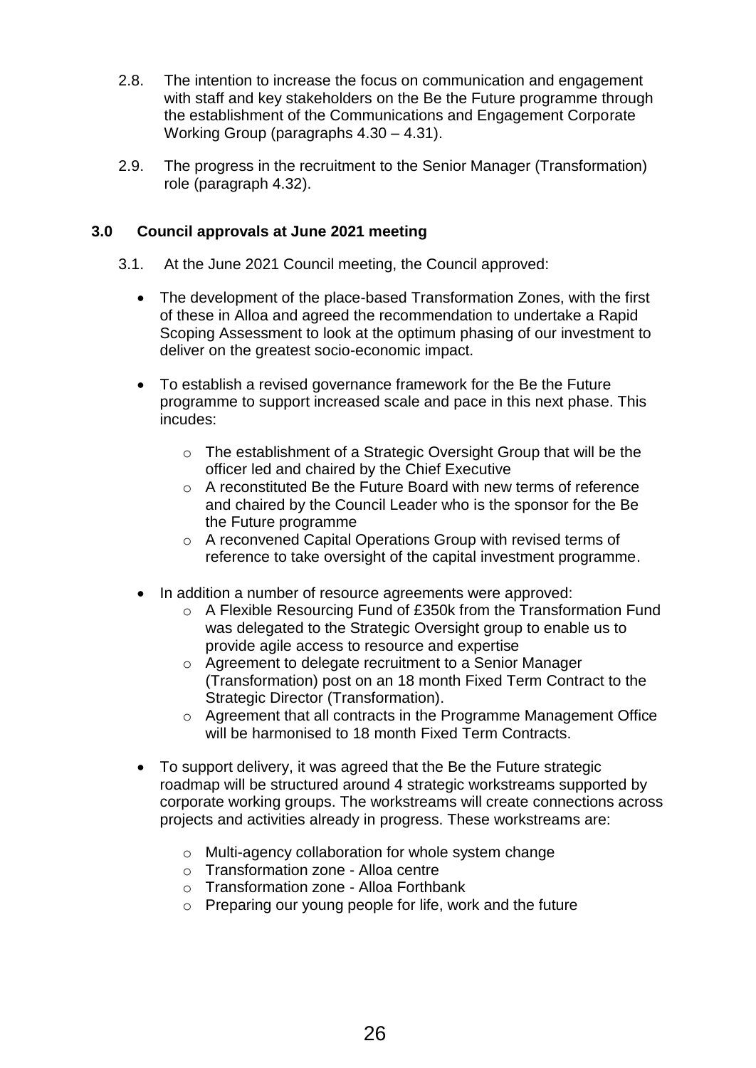2.8. The intention to increase the focus on communication and engagement with staff and key stakeholders on the Be the Future programme through the establishment of the Communications and Engagement Corporate Working Group (paragraphs 4.30 – 4.31).

2.9. The progress in the recruitment to the Senior Manager (Transformation) role (paragraph 4.32).

## 3.0 Council approvals at June 2021 meeting

3.1. At the June 2021 Council meeting, the Council approved:

- The development of the place-based Transformation Zones, with the first of these in Alloa and agreed the recommendation to undertake a Rapid Scoping Assessment to look at the optimum phasing of our investment to deliver on the greatest socio-economic impact.

- To establish a revised governance framework for the Be the Future programme to support increased scale and pace in this next phase. This incudes:

  - The establishment of a Strategic Oversight Group that will be the officer led and chaired by the Chief Executive
  - A reconstituted Be the Future Board with new terms of reference and chaired by the Council Leader who is the sponsor for the Be the Future programme
  - A reconvened Capital Operations Group with revised terms of reference to take oversight of the capital investment programme.

- In addition a number of resource agreements were approved:
  - A Flexible Resourcing Fund of £350k from the Transformation Fund was delegated to the Strategic Oversight group to enable us to provide agile access to resource and expertise
  - Agreement to delegate recruitment to a Senior Manager (Transformation) post on an 18 month Fixed Term Contract to the Strategic Director (Transformation).
  - Agreement that all contracts in the Programme Management Office will be harmonised to 18 month Fixed Term Contracts.

- To support delivery, it was agreed that the Be the Future strategic roadmap will be structured around 4 strategic workstreams supported by corporate working groups. The workstreams will create connections across projects and activities already in progress. These workstreams are:

  - Multi-agency collaboration for whole system change
  - Transformation zone - Alloa centre
  - Transformation zone - Alloa Forthbank
  - Preparing our young people for life, work and the future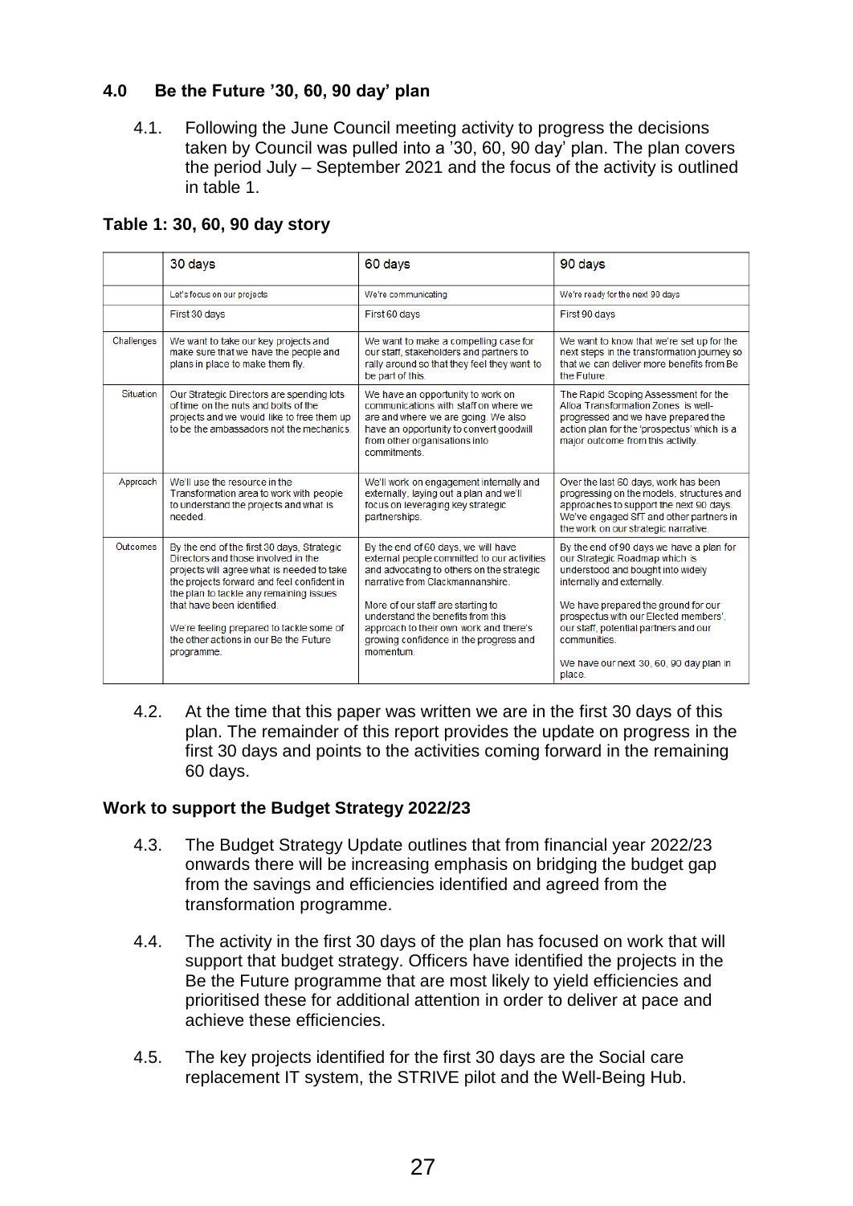## 4.0 Be the Future '30, 60, 90 day' plan

4.1. Following the June Council meeting activity to progress the decisions taken by Council was pulled into a '30, 60, 90 day' plan. The plan covers the period July – September 2021 and the focus of the activity is outlined in table 1.

**Table 1: 30, 60, 90 day story**

| | 30 days | 60 days | 90 days |
|---|---|---|---|
| | Let's focus on our projects | We're communicating | We're ready for the next 90 days |
| | First 30 days | First 60 days | First 90 days |
| Challenges | We want to take our key projects and make sure that we have the people and plans in place to make them fly. | We want to make a compelling case for our staff, stakeholders and partners to rally around so that they feel they want to be part of this. | We want to know that we're set up for the next steps in the transformation journey so that we can deliver more benefits from Be the Future. |
| Situation | Our Strategic Directors are spending lots of time on the nuts and bolts of the projects and we would like to free them up to be the ambassadors not the mechanics. | We have an opportunity to work on communications with staff on where we are and where we are going. We also have an opportunity to convert goodwill from other organisations into commitments. | The Rapid Scoping Assessment for the Alloa Transformation Zones is well-progressed and we have prepared the action plan for the 'prospectus' which is a major outcome from this activity. |
| Approach | We'll use the resource in the Transformation area to work with people to understand the projects and what is needed. | We'll work on engagement internally and externally, laying out a plan and we'll focus on leveraging key strategic partnerships. | Over the last 60 days, work has been progressing on the models, structures and approaches to support the next 90 days. We've engaged SfT and other partners in the work on our strategic narrative. |
| Outcomes | By the end of the first 30 days, Strategic Directors and those involved in the projects will agree what is needed to take the projects forward and feel confident in the plan to tackle any remaining issues that have been identified.<br><br>We're feeling prepared to tackle some of the other actions in our Be the Future programme. | By the end of 60 days, we will have external people committed to our activities and advocating to others on the strategic narrative from Clackmannanshire.<br><br>More of our staff are starting to understand the benefits from this approach to their own work and there's growing confidence in the progress and momentum. | By the end of 90 days we have a plan for our Strategic Roadmap which is understood and bought into widely internally and externally.<br><br>We have prepared the ground for our prospectus with our Elected members', our staff, potential partners and our communities.<br><br>We have our next 30, 60, 90 day plan in place. |

4.2. At the time that this paper was written we are in the first 30 days of this plan. The remainder of this report provides the update on progress in the first 30 days and points to the activities coming forward in the remaining 60 days.

### Work to support the Budget Strategy 2022/23

4.3. The Budget Strategy Update outlines that from financial year 2022/23 onwards there will be increasing emphasis on bridging the budget gap from the savings and efficiencies identified and agreed from the transformation programme.

4.4. The activity in the first 30 days of the plan has focused on work that will support that budget strategy. Officers have identified the projects in the Be the Future programme that are most likely to yield efficiencies and prioritised these for additional attention in order to deliver at pace and achieve these efficiencies.

4.5. The key projects identified for the first 30 days are the Social care replacement IT system, the STRIVE pilot and the Well-Being Hub.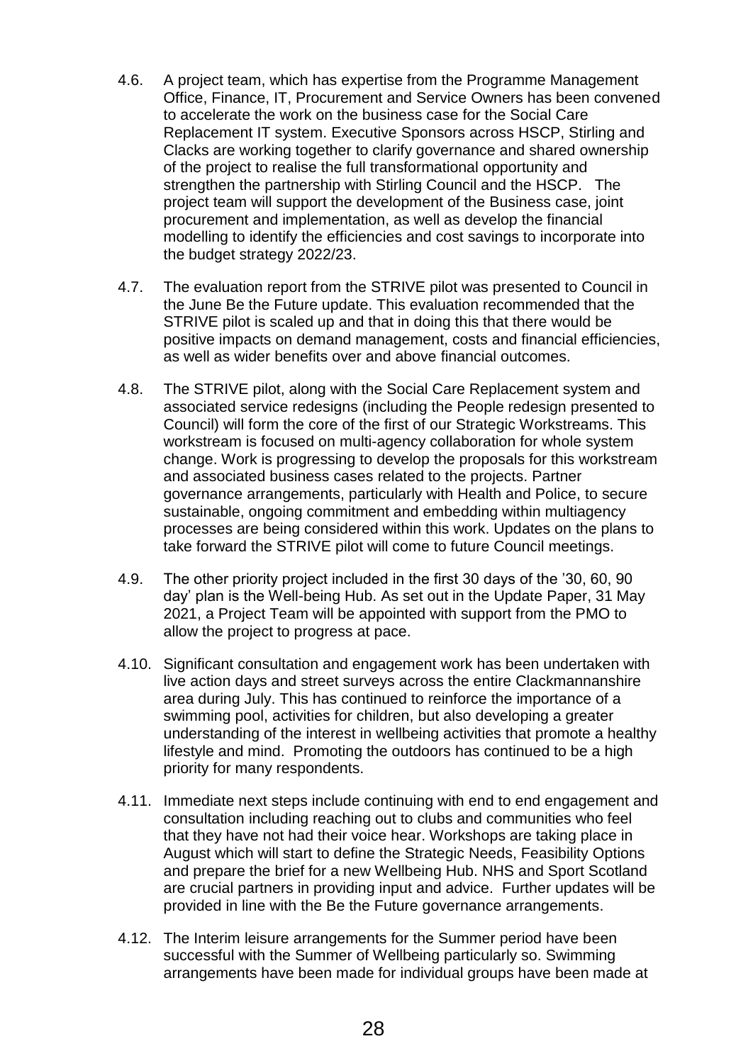4.6. A project team, which has expertise from the Programme Management Office, Finance, IT, Procurement and Service Owners has been convened to accelerate the work on the business case for the Social Care Replacement IT system. Executive Sponsors across HSCP, Stirling and Clacks are working together to clarify governance and shared ownership of the project to realise the full transformational opportunity and strengthen the partnership with Stirling Council and the HSCP. The project team will support the development of the Business case, joint procurement and implementation, as well as develop the financial modelling to identify the efficiencies and cost savings to incorporate into the budget strategy 2022/23.

4.7. The evaluation report from the STRIVE pilot was presented to Council in the June Be the Future update. This evaluation recommended that the STRIVE pilot is scaled up and that in doing this that there would be positive impacts on demand management, costs and financial efficiencies, as well as wider benefits over and above financial outcomes.

4.8. The STRIVE pilot, along with the Social Care Replacement system and associated service redesigns (including the People redesign presented to Council) will form the core of the first of our Strategic Workstreams. This workstream is focused on multi-agency collaboration for whole system change. Work is progressing to develop the proposals for this workstream and associated business cases related to the projects. Partner governance arrangements, particularly with Health and Police, to secure sustainable, ongoing commitment and embedding within multiagency processes are being considered within this work. Updates on the plans to take forward the STRIVE pilot will come to future Council meetings.

4.9. The other priority project included in the first 30 days of the '30, 60, 90 day' plan is the Well-being Hub. As set out in the Update Paper, 31 May 2021, a Project Team will be appointed with support from the PMO to allow the project to progress at pace.

4.10. Significant consultation and engagement work has been undertaken with live action days and street surveys across the entire Clackmannanshire area during July. This has continued to reinforce the importance of a swimming pool, activities for children, but also developing a greater understanding of the interest in wellbeing activities that promote a healthy lifestyle and mind. Promoting the outdoors has continued to be a high priority for many respondents.

4.11. Immediate next steps include continuing with end to end engagement and consultation including reaching out to clubs and communities who feel that they have not had their voice hear. Workshops are taking place in August which will start to define the Strategic Needs, Feasibility Options and prepare the brief for a new Wellbeing Hub. NHS and Sport Scotland are crucial partners in providing input and advice. Further updates will be provided in line with the Be the Future governance arrangements.

4.12. The Interim leisure arrangements for the Summer period have been successful with the Summer of Wellbeing particularly so. Swimming arrangements have been made for individual groups have been made at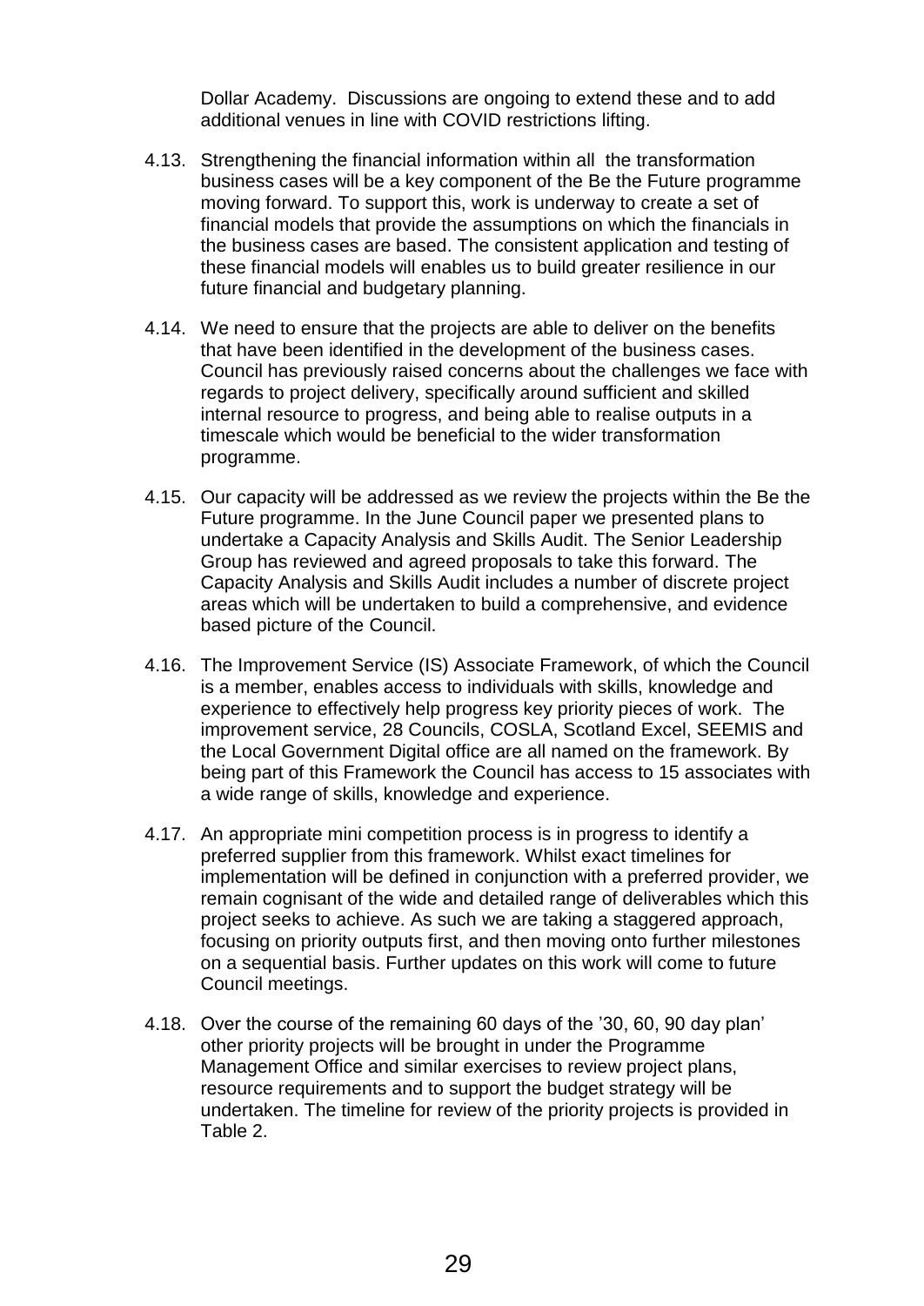Dollar Academy. Discussions are ongoing to extend these and to add additional venues in line with COVID restrictions lifting.

4.13. Strengthening the financial information within all the transformation business cases will be a key component of the Be the Future programme moving forward. To support this, work is underway to create a set of financial models that provide the assumptions on which the financials in the business cases are based. The consistent application and testing of these financial models will enables us to build greater resilience in our future financial and budgetary planning.

4.14. We need to ensure that the projects are able to deliver on the benefits that have been identified in the development of the business cases. Council has previously raised concerns about the challenges we face with regards to project delivery, specifically around sufficient and skilled internal resource to progress, and being able to realise outputs in a timescale which would be beneficial to the wider transformation programme.

4.15. Our capacity will be addressed as we review the projects within the Be the Future programme. In the June Council paper we presented plans to undertake a Capacity Analysis and Skills Audit. The Senior Leadership Group has reviewed and agreed proposals to take this forward. The Capacity Analysis and Skills Audit includes a number of discrete project areas which will be undertaken to build a comprehensive, and evidence based picture of the Council.

4.16. The Improvement Service (IS) Associate Framework, of which the Council is a member, enables access to individuals with skills, knowledge and experience to effectively help progress key priority pieces of work. The improvement service, 28 Councils, COSLA, Scotland Excel, SEEMIS and the Local Government Digital office are all named on the framework. By being part of this Framework the Council has access to 15 associates with a wide range of skills, knowledge and experience.

4.17. An appropriate mini competition process is in progress to identify a preferred supplier from this framework. Whilst exact timelines for implementation will be defined in conjunction with a preferred provider, we remain cognisant of the wide and detailed range of deliverables which this project seeks to achieve. As such we are taking a staggered approach, focusing on priority outputs first, and then moving onto further milestones on a sequential basis. Further updates on this work will come to future Council meetings.

4.18. Over the course of the remaining 60 days of the '30, 60, 90 day plan' other priority projects will be brought in under the Programme Management Office and similar exercises to review project plans, resource requirements and to support the budget strategy will be undertaken. The timeline for review of the priority projects is provided in Table 2.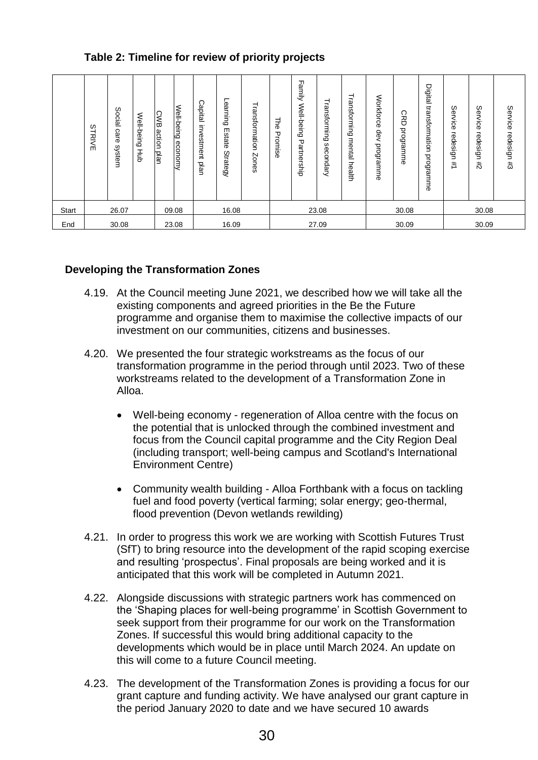**Table 2: Timeline for review of priority projects**

| | STRIVE | Social care system | Well-being Hub | CWB action plan | Well-being economy | Capital investment plan | Learning Estate Strategy | Transformation Zones | The Promise | Family Well-being Partnership | Transforming secondary | Transforming mental health | Workforce dev programme | CRD programme | Digital transformation programme | Service redesign #1 | Service redesign #2 | Service redesign #3 |
|---|---|---|---|---|---|---|---|---|---|---|---|---|---|---|---|---|---|---|
| Start | | 26.07 | | 09.08 | | | 16.08 | | | 23.08 | | | | 30.08 | | | 30.08 | |
| End | | 30.08 | | 23.08 | | | 16.09 | | | 27.09 | | | | 30.09 | | | 30.09 | |

### Developing the Transformation Zones

4.19. At the Council meeting June 2021, we described how we will take all the existing components and agreed priorities in the Be the Future programme and organise them to maximise the collective impacts of our investment on our communities, citizens and businesses.

4.20. We presented the four strategic workstreams as the focus of our transformation programme in the period through until 2023. Two of these workstreams related to the development of a Transformation Zone in Alloa.

- Well-being economy - regeneration of Alloa centre with the focus on the potential that is unlocked through the combined investment and focus from the Council capital programme and the City Region Deal (including transport; well-being campus and Scotland's International Environment Centre)
- Community wealth building - Alloa Forthbank with a focus on tackling fuel and food poverty (vertical farming; solar energy; geo-thermal, flood prevention (Devon wetlands rewilding)

4.21. In order to progress this work we are working with Scottish Futures Trust (SfT) to bring resource into the development of the rapid scoping exercise and resulting 'prospectus'. Final proposals are being worked and it is anticipated that this work will be completed in Autumn 2021.

4.22. Alongside discussions with strategic partners work has commenced on the 'Shaping places for well-being programme' in Scottish Government to seek support from their programme for our work on the Transformation Zones. If successful this would bring additional capacity to the developments which would be in place until March 2024. An update on this will come to a future Council meeting.

4.23. The development of the Transformation Zones is providing a focus for our grant capture and funding activity. We have analysed our grant capture in the period January 2020 to date and we have secured 10 awards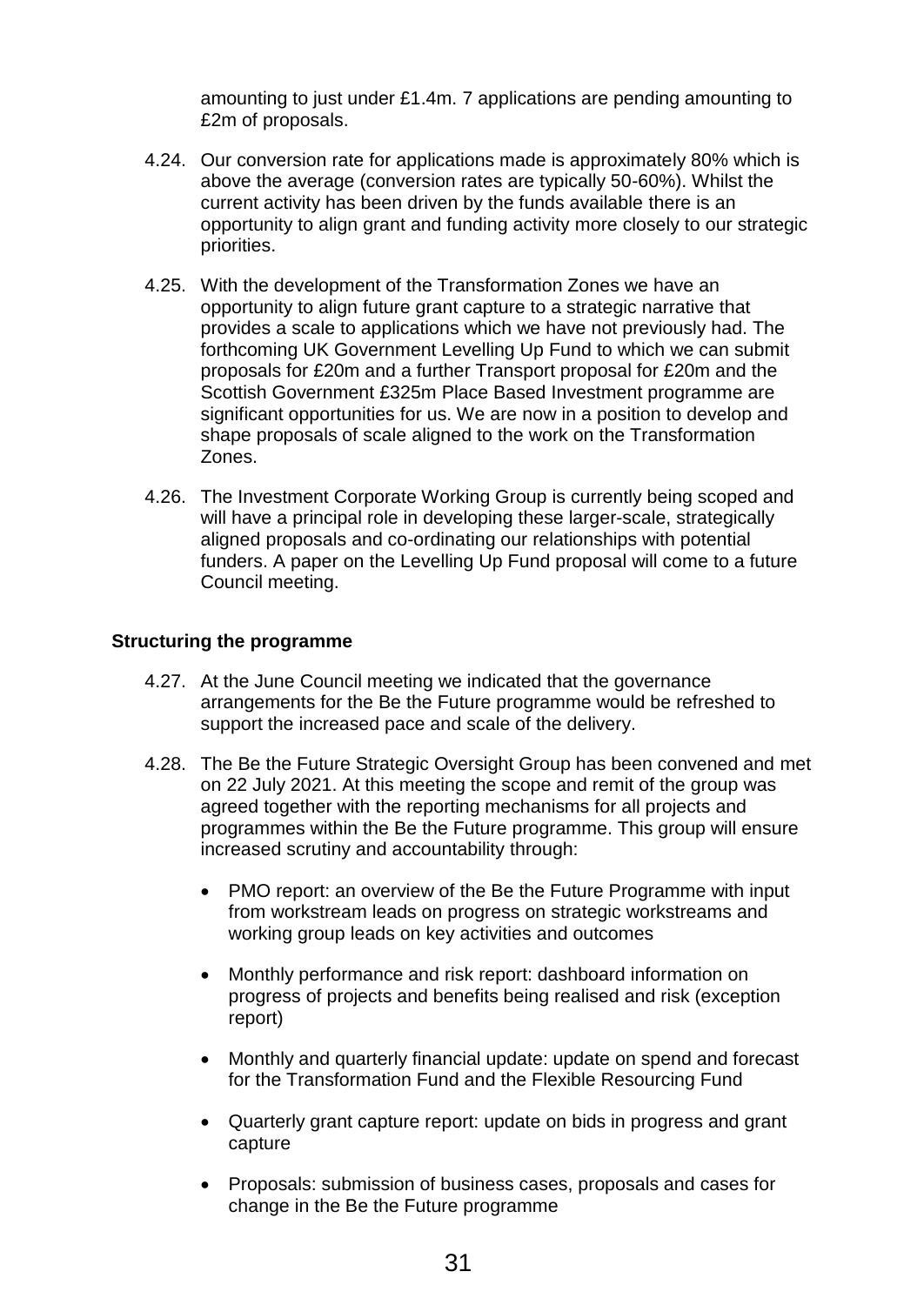amounting to just under £1.4m. 7 applications are pending amounting to £2m of proposals.

4.24. Our conversion rate for applications made is approximately 80% which is above the average (conversion rates are typically 50-60%). Whilst the current activity has been driven by the funds available there is an opportunity to align grant and funding activity more closely to our strategic priorities.

4.25. With the development of the Transformation Zones we have an opportunity to align future grant capture to a strategic narrative that provides a scale to applications which we have not previously had. The forthcoming UK Government Levelling Up Fund to which we can submit proposals for £20m and a further Transport proposal for £20m and the Scottish Government £325m Place Based Investment programme are significant opportunities for us. We are now in a position to develop and shape proposals of scale aligned to the work on the Transformation Zones.

4.26. The Investment Corporate Working Group is currently being scoped and will have a principal role in developing these larger-scale, strategically aligned proposals and co-ordinating our relationships with potential funders. A paper on the Levelling Up Fund proposal will come to a future Council meeting.

**Structuring the programme**

4.27. At the June Council meeting we indicated that the governance arrangements for the Be the Future programme would be refreshed to support the increased pace and scale of the delivery.

4.28. The Be the Future Strategic Oversight Group has been convened and met on 22 July 2021. At this meeting the scope and remit of the group was agreed together with the reporting mechanisms for all projects and programmes within the Be the Future programme. This group will ensure increased scrutiny and accountability through:

- PMO report: an overview of the Be the Future Programme with input from workstream leads on progress on strategic workstreams and working group leads on key activities and outcomes
- Monthly performance and risk report: dashboard information on progress of projects and benefits being realised and risk (exception report)
- Monthly and quarterly financial update: update on spend and forecast for the Transformation Fund and the Flexible Resourcing Fund
- Quarterly grant capture report: update on bids in progress and grant capture
- Proposals: submission of business cases, proposals and cases for change in the Be the Future programme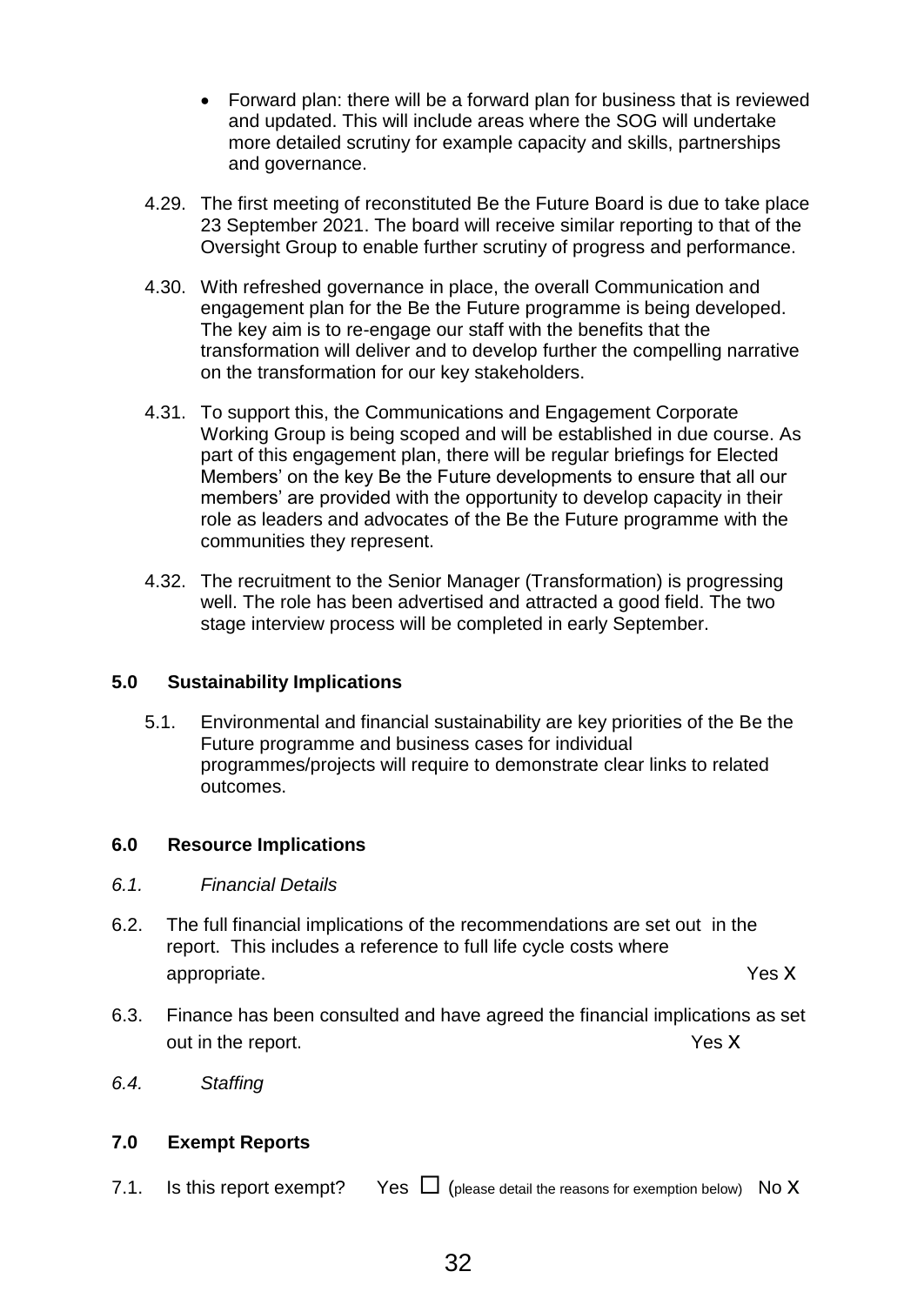- Forward plan: there will be a forward plan for business that is reviewed and updated. This will include areas where the SOG will undertake more detailed scrutiny for example capacity and skills, partnerships and governance.

4.29. The first meeting of reconstituted Be the Future Board is due to take place 23 September 2021. The board will receive similar reporting to that of the Oversight Group to enable further scrutiny of progress and performance.

4.30. With refreshed governance in place, the overall Communication and engagement plan for the Be the Future programme is being developed. The key aim is to re-engage our staff with the benefits that the transformation will deliver and to develop further the compelling narrative on the transformation for our key stakeholders.

4.31. To support this, the Communications and Engagement Corporate Working Group is being scoped and will be established in due course. As part of this engagement plan, there will be regular briefings for Elected Members' on the key Be the Future developments to ensure that all our members' are provided with the opportunity to develop capacity in their role as leaders and advocates of the Be the Future programme with the communities they represent.

4.32. The recruitment to the Senior Manager (Transformation) is progressing well. The role has been advertised and attracted a good field. The two stage interview process will be completed in early September.

## 5.0 Sustainability Implications

5.1. Environmental and financial sustainability are key priorities of the Be the Future programme and business cases for individual programmes/projects will require to demonstrate clear links to related outcomes.

## 6.0 Resource Implications

*6.1. Financial Details*

6.2. The full financial implications of the recommendations are set out in the report. This includes a reference to full life cycle costs where appropriate. Yes X

6.3. Finance has been consulted and have agreed the financial implications as set out in the report. Yes X

*6.4. Staffing*

## 7.0 Exempt Reports

7.1. Is this report exempt? Yes ☐ (please detail the reasons for exemption below) No X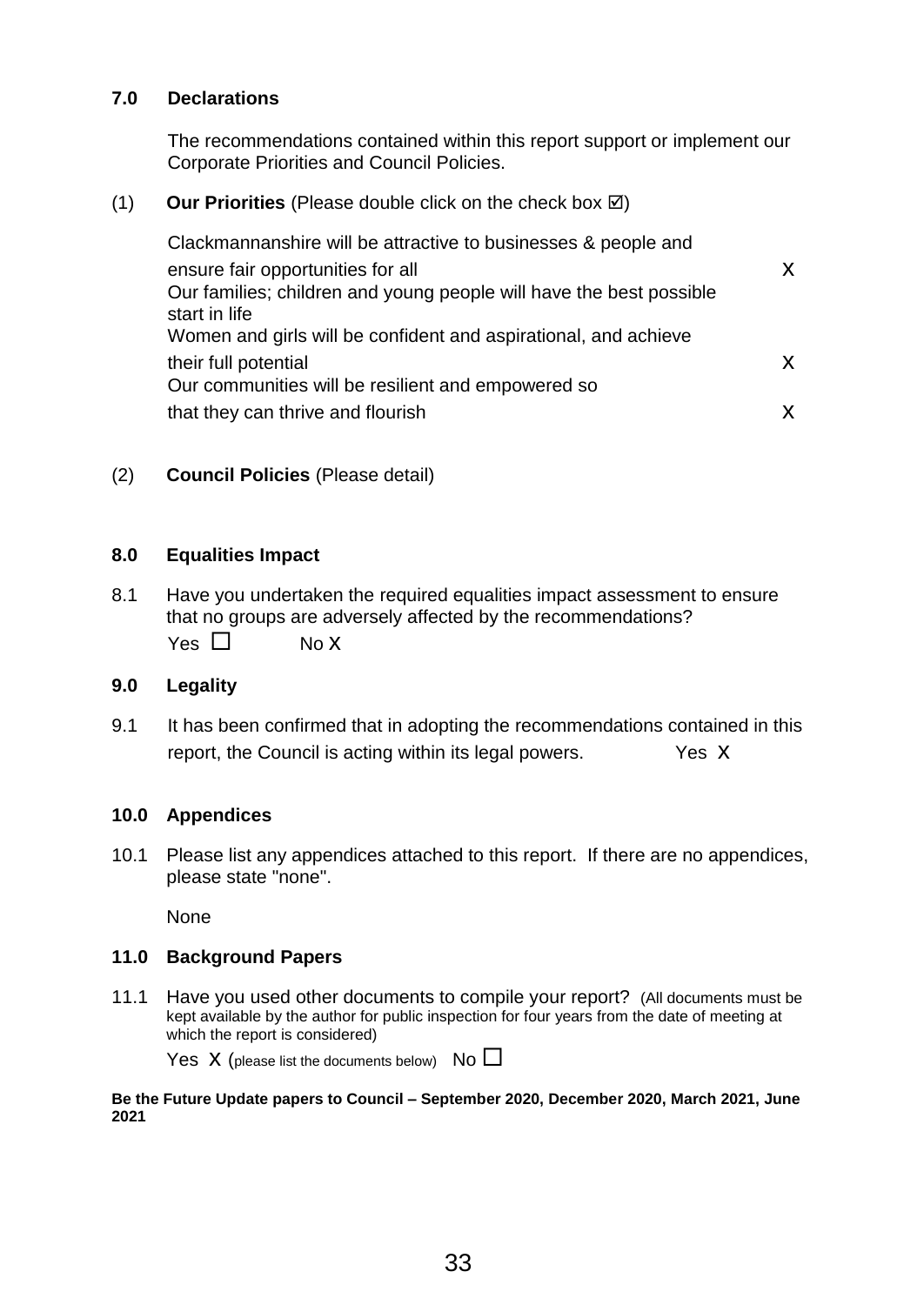### 7.0 Declarations

The recommendations contained within this report support or implement our Corporate Priorities and Council Policies.

(1) **Our Priorities** (Please double click on the check box ☑)

| | |
|---|---|
| Clackmannanshire will be attractive to businesses & people and ensure fair opportunities for all | X |
| Our families; children and young people will have the best possible start in life | |
| Women and girls will be confident and aspirational, and achieve their full potential | X |
| Our communities will be resilient and empowered so that they can thrive and flourish | X |

(2) **Council Policies** (Please detail)

### 8.0 Equalities Impact

8.1 Have you undertaken the required equalities impact assessment to ensure that no groups are adversely affected by the recommendations?

Yes ☐ No X

### 9.0 Legality

9.1 It has been confirmed that in adopting the recommendations contained in this report, the Council is acting within its legal powers. Yes X

### 10.0 Appendices

10.1 Please list any appendices attached to this report. If there are no appendices, please state "none".

None

### 11.0 Background Papers

11.1 Have you used other documents to compile your report? (All documents must be kept available by the author for public inspection for four years from the date of meeting at which the report is considered)

Yes X (please list the documents below) No ☐

**Be the Future Update papers to Council – September 2020, December 2020, March 2021, June 2021**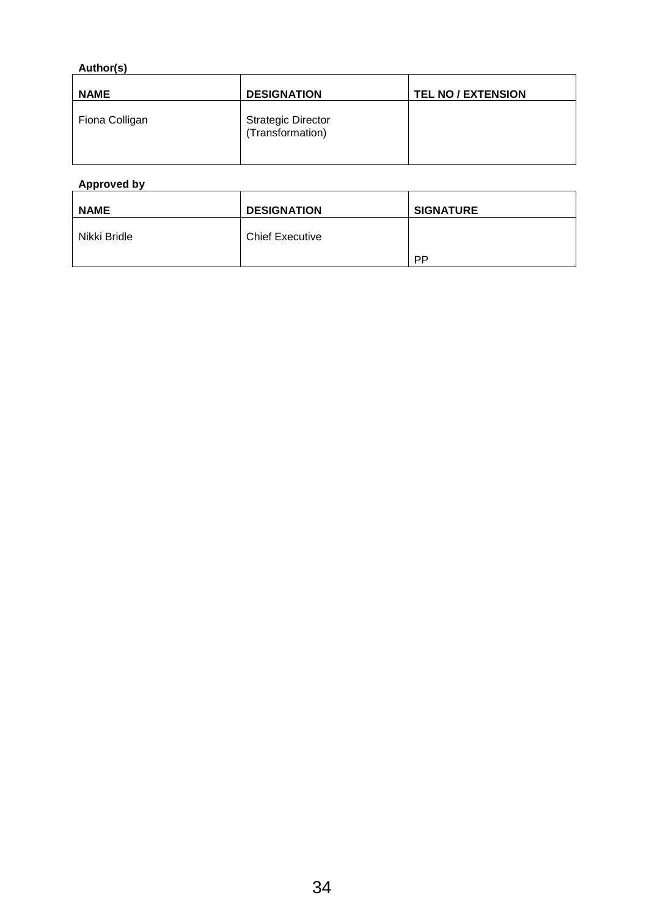**Author(s)**

| NAME | DESIGNATION | TEL NO / EXTENSION |
|---|---|---|
| Fiona Colligan | Strategic Director (Transformation) | |

**Approved by**

| NAME | DESIGNATION | SIGNATURE |
|---|---|---|
| Nikki Bridle | Chief Executive | PP |